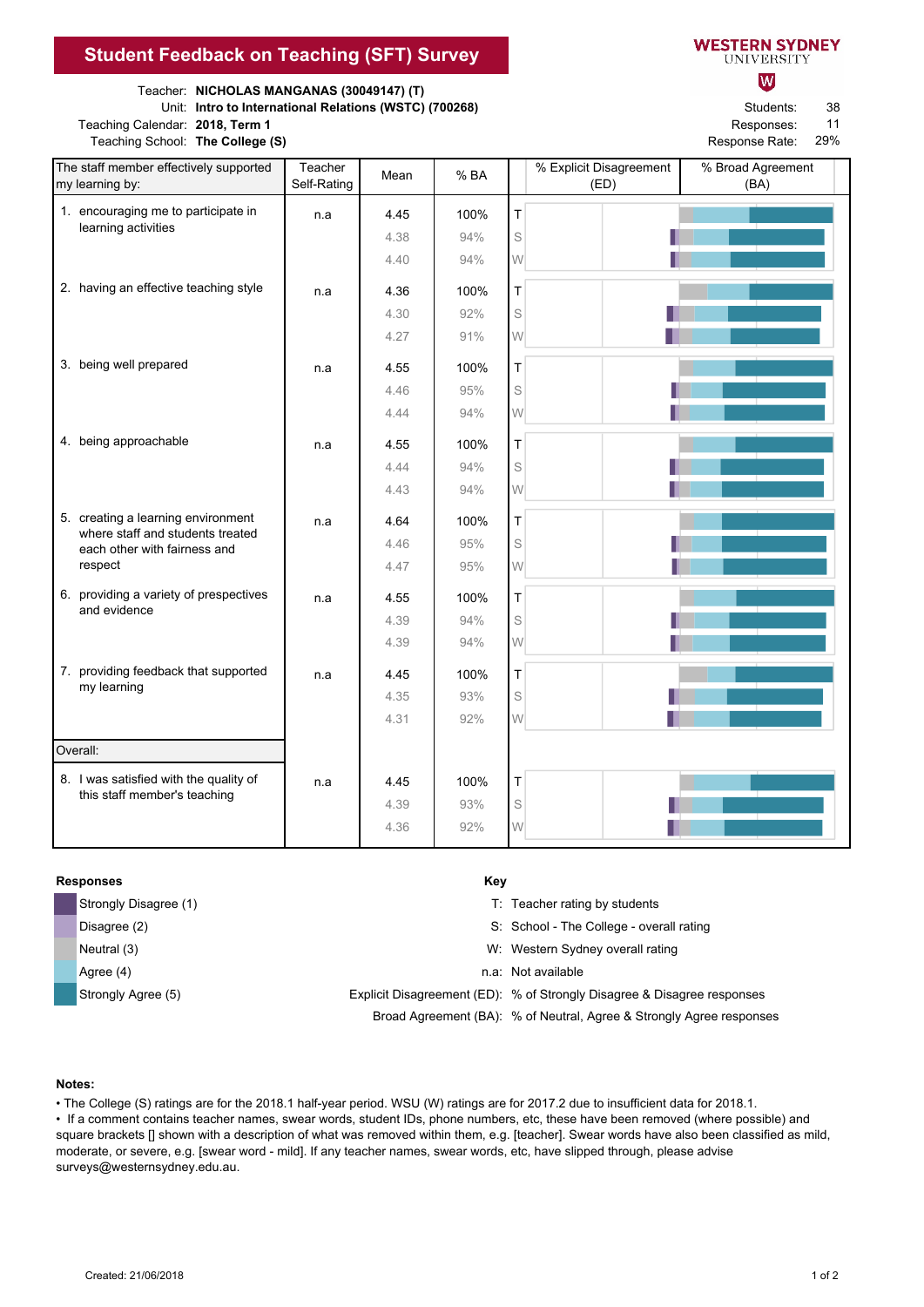# Student Feedback on Teaching (SFT) Survey

**WESTERN SYDNEY UNIVERSITY**

Teacher: **NICHOLAS MANGANAS (30049147) (T)**
Unit: **Intro to International Relations (WSTC) (700268)**
Teaching Calendar: **2018, Term 1**
Teaching School: **The College (S)**

Students: 38
Responses: 11
Response Rate: 29%

| The staff member effectively supported my learning by: | Teacher Self-Rating | Mean | % BA | | % Explicit Disagreement (ED) / % Broad Agreement (BA) |
|---|---|---|---|---|---|
| 1. encouraging me to participate in learning activities | n.a | 4.45 | 100% | T | |
| | | 4.38 | 94% | S | |
| | | 4.40 | 94% | W | |
| 2. having an effective teaching style | n.a | 4.36 | 100% | T | |
| | | 4.30 | 92% | S | |
| | | 4.27 | 91% | W | |
| 3. being well prepared | n.a | 4.55 | 100% | T | |
| | | 4.46 | 95% | S | |
| | | 4.44 | 94% | W | |
| 4. being approachable | n.a | 4.55 | 100% | T | |
| | | 4.44 | 94% | S | |
| | | 4.43 | 94% | W | |
| 5. creating a learning environment where staff and students treated each other with fairness and respect | n.a | 4.64 | 100% | T | |
| | | 4.46 | 95% | S | |
| | | 4.47 | 95% | W | |
| 6. providing a variety of prespectives and evidence | n.a | 4.55 | 100% | T | |
| | | 4.39 | 94% | S | |
| | | 4.39 | 94% | W | |
| 7. providing feedback that supported my learning | n.a | 4.45 | 100% | T | |
| | | 4.35 | 93% | S | |
| | | 4.31 | 92% | W | |
| **Overall:** | | | | | |
| 8. I was satisfied with the quality of this staff member's teaching | n.a | 4.45 | 100% | T | |
| | | 4.39 | 93% | S | |
| | | 4.36 | 92% | W | |

**Responses**

- Strongly Disagree (1)
- Disagree (2)
- Neutral (3)
- Agree (4)
- Strongly Agree (5)

**Key**

- T: Teacher rating by students
- S: School - The College - overall rating
- W: Western Sydney overall rating
- n.a: Not available
- Explicit Disagreement (ED): % of Strongly Disagree & Disagree responses
- Broad Agreement (BA): % of Neutral, Agree & Strongly Agree responses

**Notes:**

- The College (S) ratings are for the 2018.1 half-year period. WSU (W) ratings are for 2017.2 due to insufficient data for 2018.1.
- If a comment contains teacher names, swear words, student IDs, phone numbers, etc, these have been removed (where possible) and square brackets [] shown with a description of what was removed within them, e.g. [teacher]. Swear words have also been classified as mild, moderate, or severe, e.g. [swear word - mild]. If any teacher names, swear words, etc, have slipped through, please advise surveys@westernsydney.edu.au.

Created: 21/06/2018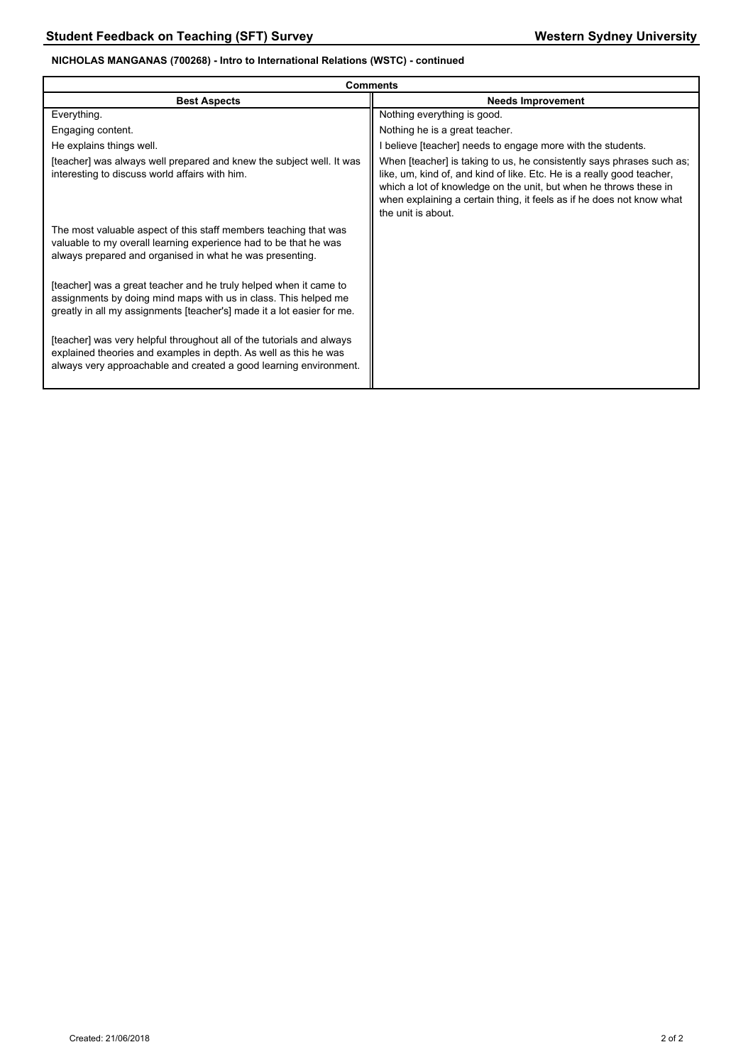**NICHOLAS MANGANAS (700268) - Intro to International Relations (WSTC) - continued**

| Comments | |
|---|---|
| **Best Aspects** | **Needs Improvement** |
| Everything. | Nothing everything is good. |
| Engaging content. | Nothing he is a great teacher. |
| He explains things well. | I believe [teacher] needs to engage more with the students. |
| [teacher] was always well prepared and knew the subject well. It was interesting to discuss world affairs with him. | When [teacher] is taking to us, he consistently says phrases such as; like, um, kind of, and kind of like. Etc. He is a really good teacher, which a lot of knowledge on the unit, but when he throws these in when explaining a certain thing, it feels as if he does not know what the unit is about. |
| The most valuable aspect of this staff members teaching that was valuable to my overall learning experience had to be that he was always prepared and organised in what he was presenting. | |
| [teacher] was a great teacher and he truly helped when it came to assignments by doing mind maps with us in class. This helped me greatly in all my assignments [teacher's] made it a lot easier for me. | |
| [teacher] was very helpful throughout all of the tutorials and always explained theories and examples in depth. As well as this he was always very approachable and created a good learning environment. | |

Created: 21/06/2018